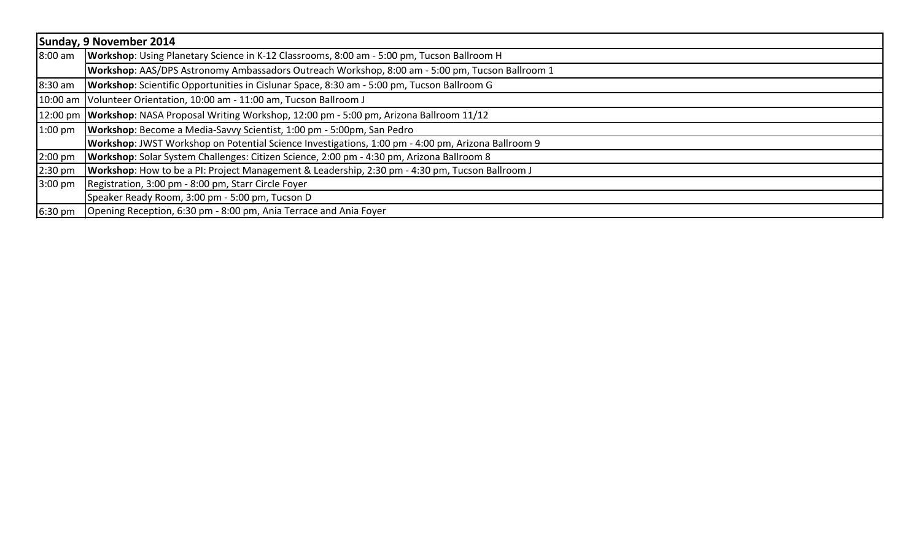| Sunday, 9 November 2014 | |
|---|---|
| 8:00 am | **Workshop**: Using Planetary Science in K-12 Classrooms, 8:00 am - 5:00 pm, Tucson Ballroom H |
| | **Workshop**: AAS/DPS Astronomy Ambassadors Outreach Workshop, 8:00 am - 5:00 pm, Tucson Ballroom 1 |
| 8:30 am | **Workshop**: Scientific Opportunities in Cislunar Space, 8:30 am - 5:00 pm, Tucson Ballroom G |
| 10:00 am | Volunteer Orientation, 10:00 am - 11:00 am, Tucson Ballroom J |
| 12:00 pm | **Workshop**: NASA Proposal Writing Workshop, 12:00 pm - 5:00 pm, Arizona Ballroom 11/12 |
| 1:00 pm | **Workshop**: Become a Media-Savvy Scientist, 1:00 pm - 5:00pm, San Pedro |
| | **Workshop**: JWST Workshop on Potential Science Investigations, 1:00 pm - 4:00 pm, Arizona Ballroom 9 |
| 2:00 pm | **Workshop**: Solar System Challenges: Citizen Science, 2:00 pm - 4:30 pm, Arizona Ballroom 8 |
| 2:30 pm | **Workshop**: How to be a PI: Project Management & Leadership, 2:30 pm - 4:30 pm, Tucson Ballroom J |
| 3:00 pm | Registration, 3:00 pm - 8:00 pm, Starr Circle Foyer |
| | Speaker Ready Room, 3:00 pm - 5:00 pm, Tucson D |
| 6:30 pm | Opening Reception, 6:30 pm - 8:00 pm, Ania Terrace and Ania Foyer |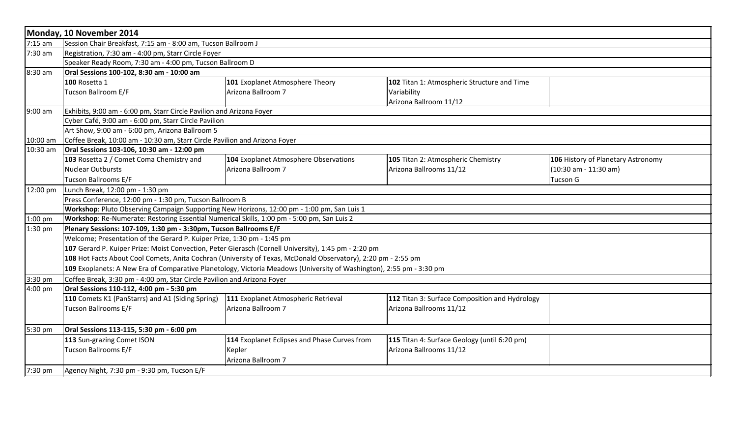| Monday, 10 November 2014 | | | | |
|---|---|---|---|---|
| 7:15 am | Session Chair Breakfast, 7:15 am - 8:00 am, Tucson Ballroom J | | | |
| 7:30 am | Registration, 7:30 am - 4:00 pm, Starr Circle Foyer | | | |
| | Speaker Ready Room, 7:30 am - 4:00 pm, Tucson Ballroom D | | | |
| 8:30 am | **Oral Sessions 100-102, 8:30 am - 10:00 am** | | | |
| | **100** Rosetta 1<br>Tucson Ballroom E/F | **101** Exoplanet Atmosphere Theory<br>Arizona Ballroom 7 | **102** Titan 1: Atmospheric Structure and Time Variability<br>Arizona Ballroom 11/12 | |
| 9:00 am | Exhibits, 9:00 am - 6:00 pm, Starr Circle Pavilion and Arizona Foyer | | | |
| | Cyber Café, 9:00 am - 6:00 pm, Starr Circle Pavilion | | | |
| | Art Show, 9:00 am - 6:00 pm, Arizona Ballroom 5 | | | |
| 10:00 am | Coffee Break, 10:00 am - 10:30 am, Starr Circle Pavilion and Arizona Foyer | | | |
| 10:30 am | **Oral Sessions 103-106, 10:30 am - 12:00 pm** | | | |
| | **103** Rosetta 2 / Comet Coma Chemistry and Nuclear Outbursts<br>Tucson Ballrooms E/F | **104** Exoplanet Atmosphere Observations<br>Arizona Ballroom 7 | **105** Titan 2: Atmospheric Chemistry<br>Arizona Ballrooms 11/12 | **106** History of Planetary Astronomy<br>(10:30 am - 11:30 am)<br>Tucson G |
| 12:00 pm | Lunch Break, 12:00 pm - 1:30 pm | | | |
| | Press Conference, 12:00 pm - 1:30 pm, Tucson Ballroom B | | | |
| | **Workshop**: Pluto Observing Campaign Supporting New Horizons, 12:00 pm - 1:00 pm, San Luis 1 | | | |
| 1:00 pm | **Workshop**: Re-Numerate: Restoring Essential Numerical Skills, 1:00 pm - 5:00 pm, San Luis 2 | | | |
| 1:30 pm | **Plenary Sessions: 107-109, 1:30 pm - 3:30pm, Tucson Ballrooms E/F** | | | |
| | Welcome; Presentation of the Gerard P. Kuiper Prize, 1:30 pm - 1:45 pm | | | |
| | **107** Gerard P. Kuiper Prize: Moist Convection, Peter Gierasch (Cornell University), 1:45 pm - 2:20 pm | | | |
| | **108** Hot Facts About Cool Comets, Anita Cochran (University of Texas, McDonald Observatory), 2:20 pm - 2:55 pm | | | |
| | **109** Exoplanets: A New Era of Comparative Planetology, Victoria Meadows (University of Washington), 2:55 pm - 3:30 pm | | | |
| 3:30 pm | Coffee Break, 3:30 pm - 4:00 pm, Star Circle Pavilion and Arizona Foyer | | | |
| 4:00 pm | **Oral Sessions 110-112, 4:00 pm - 5:30 pm** | | | |
| | **110** Comets K1 (PanStarrs) and A1 (Siding Spring)<br>Tucson Ballrooms E/F | **111** Exoplanet Atmospheric Retrieval<br>Arizona Ballroom 7 | **112** Titan 3: Surface Composition and Hydrology<br>Arizona Ballrooms 11/12 | |
| 5:30 pm | **Oral Sessions 113-115, 5:30 pm - 6:00 pm** | | | |
| | **113** Sun-grazing Comet ISON<br>Tucson Ballrooms E/F | **114** Exoplanet Eclipses and Phase Curves from Kepler<br>Arizona Ballroom 7 | **115** Titan 4: Surface Geology (until 6:20 pm)<br>Arizona Ballrooms 11/12 | |
| 7:30 pm | Agency Night, 7:30 pm - 9:30 pm, Tucson E/F | | | |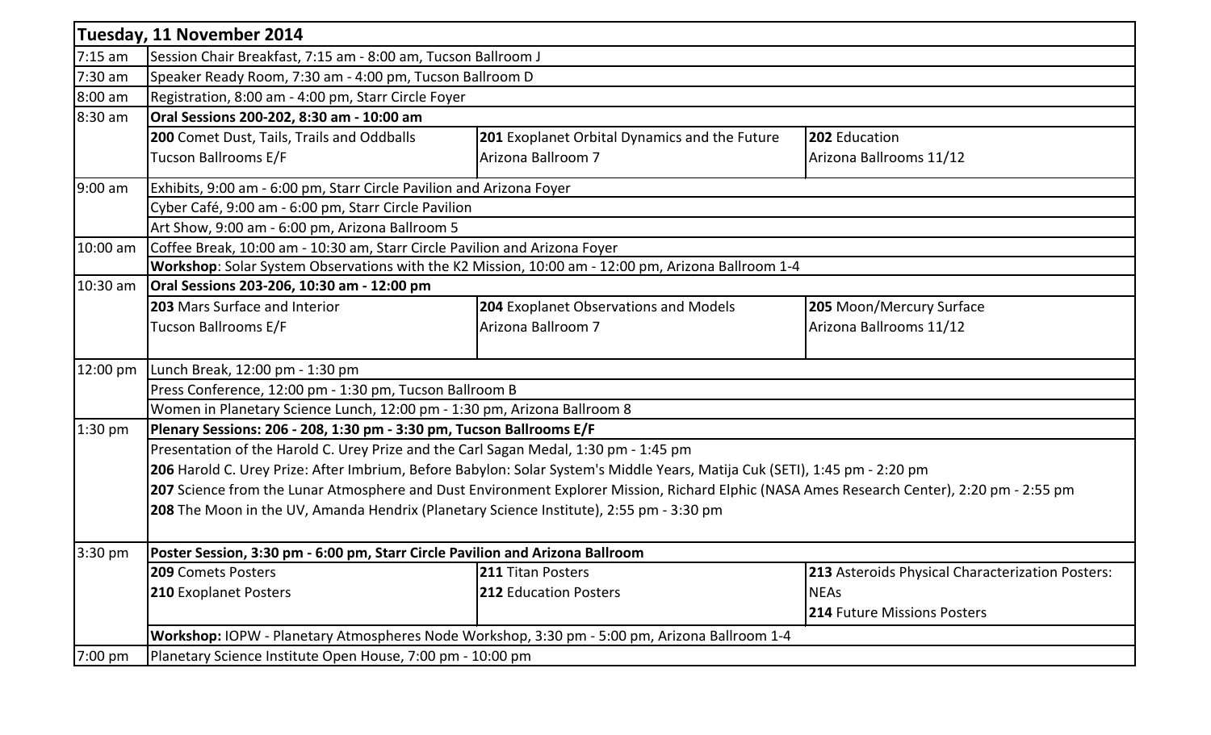| Tuesday, 11 November 2014 | | | |
|---|---|---|---|
| 7:15 am | Session Chair Breakfast, 7:15 am - 8:00 am, Tucson Ballroom J | | |
| 7:30 am | Speaker Ready Room, 7:30 am - 4:00 pm, Tucson Ballroom D | | |
| 8:00 am | Registration, 8:00 am - 4:00 pm, Starr Circle Foyer | | |
| 8:30 am | **Oral Sessions 200-202, 8:30 am - 10:00 am** | | |
| | **200** Comet Dust, Tails, Trails and Oddballs<br>Tucson Ballrooms E/F | **201** Exoplanet Orbital Dynamics and the Future<br>Arizona Ballroom 7 | **202** Education<br>Arizona Ballrooms 11/12 |
| 9:00 am | Exhibits, 9:00 am - 6:00 pm, Starr Circle Pavilion and Arizona Foyer | | |
| | Cyber Café, 9:00 am - 6:00 pm, Starr Circle Pavilion | | |
| | Art Show, 9:00 am - 6:00 pm, Arizona Ballroom 5 | | |
| 10:00 am | Coffee Break, 10:00 am - 10:30 am, Starr Circle Pavilion and Arizona Foyer | | |
| | **Workshop**: Solar System Observations with the K2 Mission, 10:00 am - 12:00 pm, Arizona Ballroom 1-4 | | |
| 10:30 am | **Oral Sessions 203-206, 10:30 am - 12:00 pm** | | |
| | **203** Mars Surface and Interior<br>Tucson Ballrooms E/F | **204** Exoplanet Observations and Models<br>Arizona Ballroom 7 | **205** Moon/Mercury Surface<br>Arizona Ballrooms 11/12 |
| 12:00 pm | Lunch Break, 12:00 pm - 1:30 pm | | |
| | Press Conference, 12:00 pm - 1:30 pm, Tucson Ballroom B | | |
| | Women in Planetary Science Lunch, 12:00 pm - 1:30 pm, Arizona Ballroom 8 | | |
| 1:30 pm | **Plenary Sessions: 206 - 208, 1:30 pm - 3:30 pm, Tucson Ballrooms E/F** | | |
| | Presentation of the Harold C. Urey Prize and the Carl Sagan Medal, 1:30 pm - 1:45 pm<br>**206** Harold C. Urey Prize: After Imbrium, Before Babylon: Solar System's Middle Years, Matija Cuk (SETI), 1:45 pm - 2:20 pm<br>**207** Science from the Lunar Atmosphere and Dust Environment Explorer Mission, Richard Elphic (NASA Ames Research Center), 2:20 pm - 2:55 pm<br>**208** The Moon in the UV, Amanda Hendrix (Planetary Science Institute), 2:55 pm - 3:30 pm | | |
| 3:30 pm | **Poster Session, 3:30 pm - 6:00 pm, Starr Circle Pavilion and Arizona Ballroom** | | |
| | **209** Comets Posters<br>**210** Exoplanet Posters | **211** Titan Posters<br>**212** Education Posters | **213** Asteroids Physical Characterization Posters: NEAs<br>**214** Future Missions Posters |
| | **Workshop:** IOPW - Planetary Atmospheres Node Workshop, 3:30 pm - 5:00 pm, Arizona Ballroom 1-4 | | |
| 7:00 pm | Planetary Science Institute Open House, 7:00 pm - 10:00 pm | | |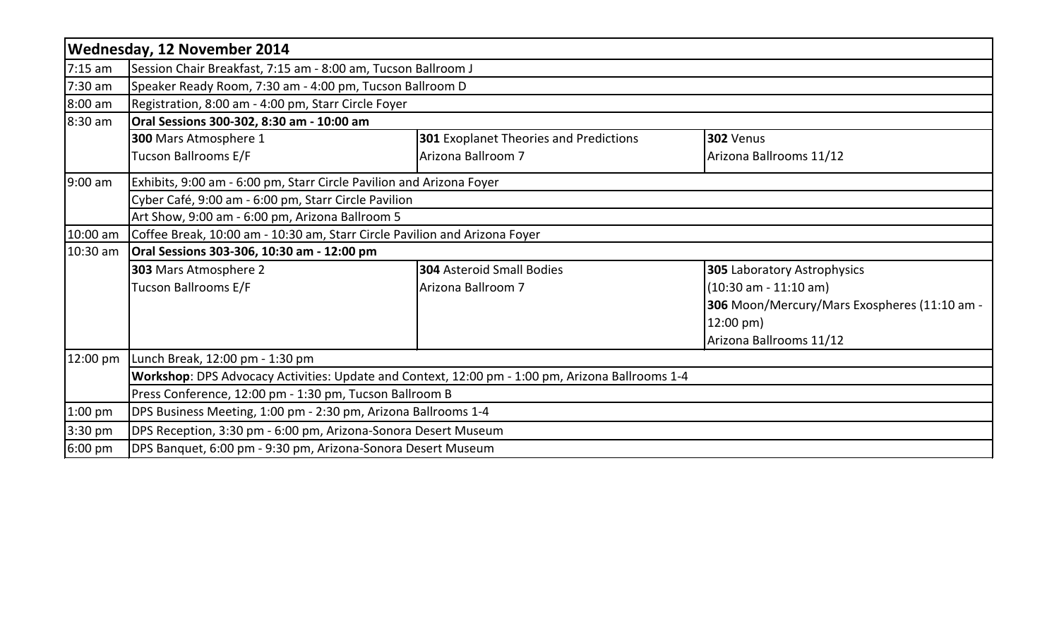| Wednesday, 12 November 2014 | | | |
|---|---|---|---|
| 7:15 am | Session Chair Breakfast, 7:15 am - 8:00 am, Tucson Ballroom J | | |
| 7:30 am | Speaker Ready Room, 7:30 am - 4:00 pm, Tucson Ballroom D | | |
| 8:00 am | Registration, 8:00 am - 4:00 pm, Starr Circle Foyer | | |
| 8:30 am | **Oral Sessions 300-302, 8:30 am - 10:00 am** | | |
| | **300** Mars Atmosphere 1<br>Tucson Ballrooms E/F | **301** Exoplanet Theories and Predictions<br>Arizona Ballroom 7 | **302** Venus<br>Arizona Ballrooms 11/12 |
| 9:00 am | Exhibits, 9:00 am - 6:00 pm, Starr Circle Pavilion and Arizona Foyer | | |
| | Cyber Café, 9:00 am - 6:00 pm, Starr Circle Pavilion | | |
| | Art Show, 9:00 am - 6:00 pm, Arizona Ballroom 5 | | |
| 10:00 am | Coffee Break, 10:00 am - 10:30 am, Starr Circle Pavilion and Arizona Foyer | | |
| 10:30 am | **Oral Sessions 303-306, 10:30 am - 12:00 pm** | | |
| | **303** Mars Atmosphere 2<br>Tucson Ballrooms E/F | **304** Asteroid Small Bodies<br>Arizona Ballroom 7 | **305** Laboratory Astrophysics<br>(10:30 am - 11:10 am)<br>**306** Moon/Mercury/Mars Exospheres (11:10 am - 12:00 pm)<br>Arizona Ballrooms 11/12 |
| 12:00 pm | Lunch Break, 12:00 pm - 1:30 pm | | |
| | **Workshop**: DPS Advocacy Activities: Update and Context, 12:00 pm - 1:00 pm, Arizona Ballrooms 1-4 | | |
| | Press Conference, 12:00 pm - 1:30 pm, Tucson Ballroom B | | |
| 1:00 pm | DPS Business Meeting, 1:00 pm - 2:30 pm, Arizona Ballrooms 1-4 | | |
| 3:30 pm | DPS Reception, 3:30 pm - 6:00 pm, Arizona-Sonora Desert Museum | | |
| 6:00 pm | DPS Banquet, 6:00 pm - 9:30 pm, Arizona-Sonora Desert Museum | | |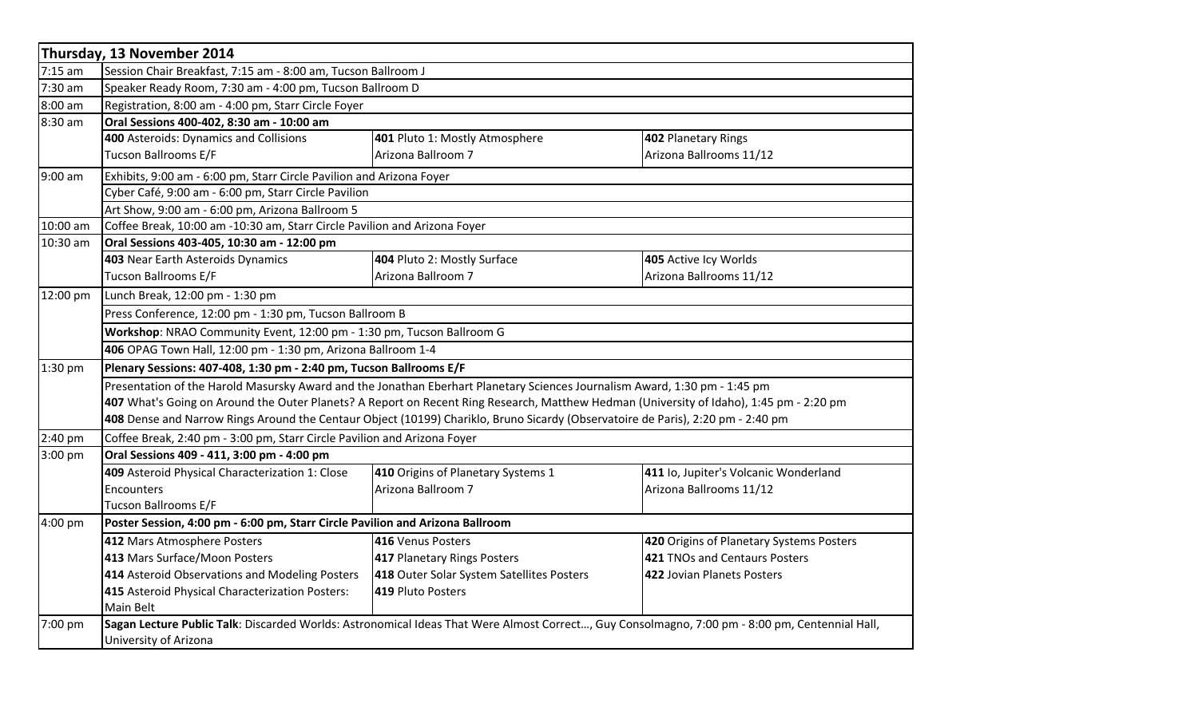| Thursday, 13 November 2014 | | | |
|---|---|---|---|
| 7:15 am | Session Chair Breakfast, 7:15 am - 8:00 am, Tucson Ballroom J | | |
| 7:30 am | Speaker Ready Room, 7:30 am - 4:00 pm, Tucson Ballroom D | | |
| 8:00 am | Registration, 8:00 am - 4:00 pm, Starr Circle Foyer | | |
| 8:30 am | **Oral Sessions 400-402, 8:30 am - 10:00 am** | | |
| | **400** Asteroids: Dynamics and Collisions<br>Tucson Ballrooms E/F | **401** Pluto 1: Mostly Atmosphere<br>Arizona Ballroom 7 | **402** Planetary Rings<br>Arizona Ballrooms 11/12 |
| 9:00 am | Exhibits, 9:00 am - 6:00 pm, Starr Circle Pavilion and Arizona Foyer | | |
| | Cyber Café, 9:00 am - 6:00 pm, Starr Circle Pavilion | | |
| | Art Show, 9:00 am - 6:00 pm, Arizona Ballroom 5 | | |
| 10:00 am | Coffee Break, 10:00 am -10:30 am, Starr Circle Pavilion and Arizona Foyer | | |
| 10:30 am | **Oral Sessions 403-405, 10:30 am - 12:00 pm** | | |
| | **403** Near Earth Asteroids Dynamics<br>Tucson Ballrooms E/F | **404** Pluto 2: Mostly Surface<br>Arizona Ballroom 7 | **405** Active Icy Worlds<br>Arizona Ballrooms 11/12 |
| 12:00 pm | Lunch Break, 12:00 pm - 1:30 pm | | |
| | Press Conference, 12:00 pm - 1:30 pm, Tucson Ballroom B | | |
| | **Workshop**: NRAO Community Event, 12:00 pm - 1:30 pm, Tucson Ballroom G | | |
| | **406** OPAG Town Hall, 12:00 pm - 1:30 pm, Arizona Ballroom 1-4 | | |
| 1:30 pm | **Plenary Sessions: 407-408, 1:30 pm - 2:40 pm, Tucson Ballrooms E/F** | | |
| | Presentation of the Harold Masursky Award and the Jonathan Eberhart Planetary Sciences Journalism Award, 1:30 pm - 1:45 pm<br>**407** What's Going on Around the Outer Planets? A Report on Recent Ring Research, Matthew Hedman (University of Idaho), 1:45 pm - 2:20 pm<br>**408** Dense and Narrow Rings Around the Centaur Object (10199) Chariklo, Bruno Sicardy (Observatoire de Paris), 2:20 pm - 2:40 pm | | |
| 2:40 pm | Coffee Break, 2:40 pm - 3:00 pm, Starr Circle Pavilion and Arizona Foyer | | |
| 3:00 pm | **Oral Sessions 409 - 411, 3:00 pm - 4:00 pm** | | |
| | **409** Asteroid Physical Characterization 1: Close Encounters<br>Tucson Ballrooms E/F | **410** Origins of Planetary Systems 1<br>Arizona Ballroom 7 | **411** Io, Jupiter's Volcanic Wonderland<br>Arizona Ballrooms 11/12 |
| 4:00 pm | **Poster Session, 4:00 pm - 6:00 pm, Starr Circle Pavilion and Arizona Ballroom** | | |
| | **412** Mars Atmosphere Posters<br>**413** Mars Surface/Moon Posters<br>**414** Asteroid Observations and Modeling Posters<br>**415** Asteroid Physical Characterization Posters: Main Belt | **416** Venus Posters<br>**417** Planetary Rings Posters<br>**418** Outer Solar System Satellites Posters<br>**419** Pluto Posters | **420** Origins of Planetary Systems Posters<br>**421** TNOs and Centaurs Posters<br>**422** Jovian Planets Posters |
| 7:00 pm | **Sagan Lecture Public Talk**: Discarded Worlds: Astronomical Ideas That Were Almost Correct..., Guy Consolmagno, 7:00 pm - 8:00 pm, Centennial Hall, University of Arizona | | |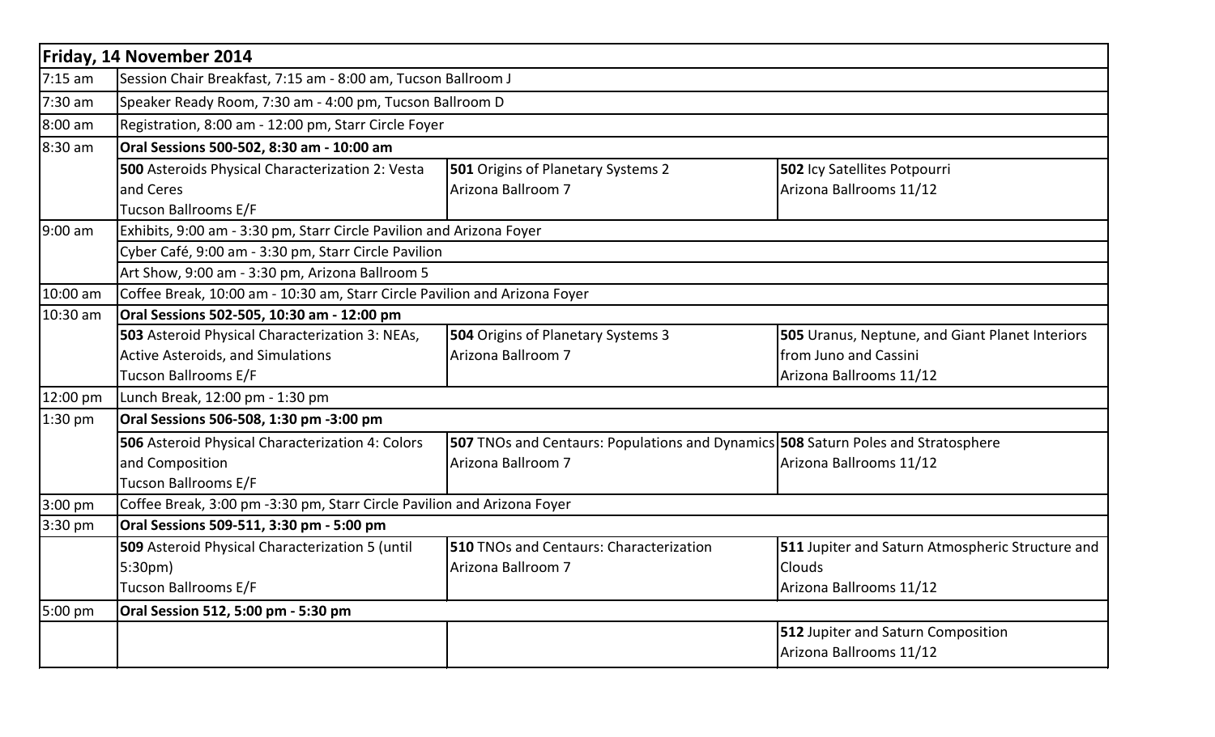| Friday, 14 November 2014 | | | |
|---|---|---|---|
| 7:15 am | Session Chair Breakfast, 7:15 am - 8:00 am, Tucson Ballroom J | | |
| 7:30 am | Speaker Ready Room, 7:30 am - 4:00 pm, Tucson Ballroom D | | |
| 8:00 am | Registration, 8:00 am - 12:00 pm, Starr Circle Foyer | | |
| 8:30 am | **Oral Sessions 500-502, 8:30 am - 10:00 am** | | |
| | **500** Asteroids Physical Characterization 2: Vesta and Ceres<br>Tucson Ballrooms E/F | **501** Origins of Planetary Systems 2<br>Arizona Ballroom 7 | **502** Icy Satellites Potpourri<br>Arizona Ballrooms 11/12 |
| 9:00 am | Exhibits, 9:00 am - 3:30 pm, Starr Circle Pavilion and Arizona Foyer | | |
| | Cyber Café, 9:00 am - 3:30 pm, Starr Circle Pavilion | | |
| | Art Show, 9:00 am - 3:30 pm, Arizona Ballroom 5 | | |
| 10:00 am | Coffee Break, 10:00 am - 10:30 am, Starr Circle Pavilion and Arizona Foyer | | |
| 10:30 am | **Oral Sessions 502-505, 10:30 am - 12:00 pm** | | |
| | **503** Asteroid Physical Characterization 3: NEAs, Active Asteroids, and Simulations<br>Tucson Ballrooms E/F | **504** Origins of Planetary Systems 3<br>Arizona Ballroom 7 | **505** Uranus, Neptune, and Giant Planet Interiors from Juno and Cassini<br>Arizona Ballrooms 11/12 |
| 12:00 pm | Lunch Break, 12:00 pm - 1:30 pm | | |
| 1:30 pm | **Oral Sessions 506-508, 1:30 pm -3:00 pm** | | |
| | **506** Asteroid Physical Characterization 4: Colors and Composition<br>Tucson Ballrooms E/F | **507** TNOs and Centaurs: Populations and Dynamics<br>Arizona Ballroom 7 | **508** Saturn Poles and Stratosphere<br>Arizona Ballrooms 11/12 |
| 3:00 pm | Coffee Break, 3:00 pm -3:30 pm, Starr Circle Pavilion and Arizona Foyer | | |
| 3:30 pm | **Oral Sessions 509-511, 3:30 pm - 5:00 pm** | | |
| | **509** Asteroid Physical Characterization 5 (until 5:30pm)<br>Tucson Ballrooms E/F | **510** TNOs and Centaurs: Characterization<br>Arizona Ballroom 7 | **511** Jupiter and Saturn Atmospheric Structure and Clouds<br>Arizona Ballrooms 11/12 |
| 5:00 pm | **Oral Session 512, 5:00 pm - 5:30 pm** | | |
| | | | **512** Jupiter and Saturn Composition<br>Arizona Ballrooms 11/12 |